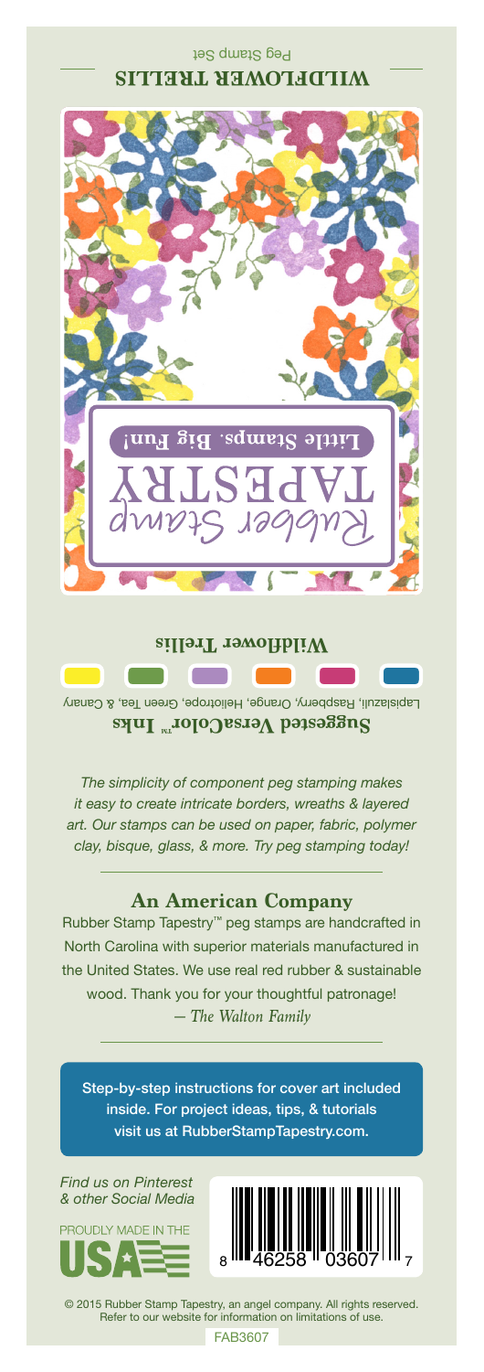Peg Stamp Set

# WILDFLOWER TRELLIS

Rubber Stamp TAPESTRY

Little Stamps. Big Fun!

## Wildflower Trellis

### Suggested VersaColor™ Inks

Lapislazuli, Raspberry, Orange, Heliotrope, Green Tea, & Canary

*The simplicity of component peg stamping makes it easy to create intricate borders, wreaths & layered art. Our stamps can be used on paper, fabric, polymer clay, bisque, glass, & more. Try peg stamping today!*

## An American Company

Rubber Stamp Tapestry™ peg stamps are handcrafted in North Carolina with superior materials manufactured in the United States. We use real red rubber & sustainable wood. Thank you for your thoughtful patronage!
*— The Walton Family*

Step-by-step instructions for cover art included inside. For project ideas, tips, & tutorials visit us at RubberStampTapestry.com.

*Find us on Pinterest & other Social Media*

PROUDLY MADE IN THE USA

8 46258 03607 7

© 2015 Rubber Stamp Tapestry, an angel company. All rights reserved. Refer to our website for information on limitations of use.

FAB3607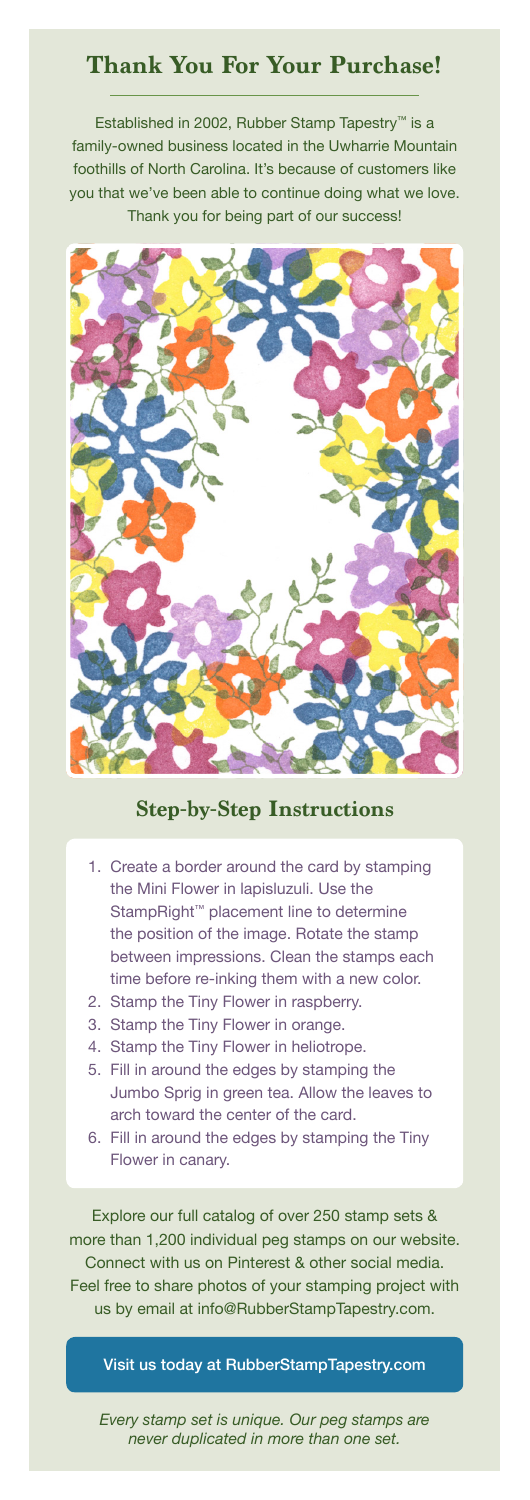## Thank You For Your Purchase!

Established in 2002, Rubber Stamp Tapestry™ is a family-owned business located in the Uwharrie Mountain foothills of North Carolina. It's because of customers like you that we've been able to continue doing what we love. Thank you for being part of our success!

### Step-by-Step Instructions

1. Create a border around the card by stamping the Mini Flower in lapisluzuli. Use the StampRight™ placement line to determine the position of the image. Rotate the stamp between impressions. Clean the stamps each time before re-inking them with a new color.
2. Stamp the Tiny Flower in raspberry.
3. Stamp the Tiny Flower in orange.
4. Stamp the Tiny Flower in heliotrope.
5. Fill in around the edges by stamping the Jumbo Sprig in green tea. Allow the leaves to arch toward the center of the card.
6. Fill in around the edges by stamping the Tiny Flower in canary.

Explore our full catalog of over 250 stamp sets & more than 1,200 individual peg stamps on our website. Connect with us on Pinterest & other social media. Feel free to share photos of your stamping project with us by email at info@RubberStampTapestry.com.

Visit us today at RubberStampTapestry.com

*Every stamp set is unique. Our peg stamps are never duplicated in more than one set.*